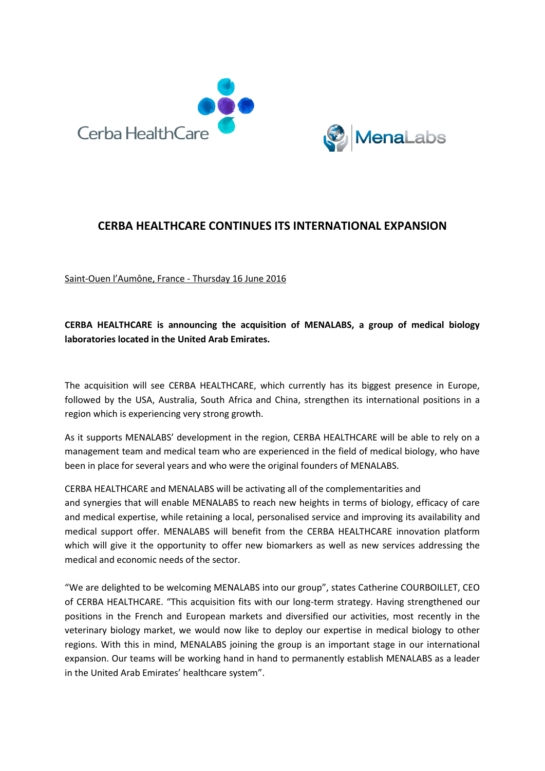# CERBA HEALTHCARE CONTINUES ITS INTERNATIONAL EXPANSION

Saint-Ouen l'Aumône, France - Thursday 16 June 2016

**CERBA HEALTHCARE is announcing the acquisition of MENALABS, a group of medical biology laboratories located in the United Arab Emirates.**

The acquisition will see CERBA HEALTHCARE, which currently has its biggest presence in Europe, followed by the USA, Australia, South Africa and China, strengthen its international positions in a region which is experiencing very strong growth.

As it supports MENALABS' development in the region, CERBA HEALTHCARE will be able to rely on a management team and medical team who are experienced in the field of medical biology, who have been in place for several years and who were the original founders of MENALABS.

CERBA HEALTHCARE and MENALABS will be activating all of the complementarities and and synergies that will enable MENALABS to reach new heights in terms of biology, efficacy of care and medical expertise, while retaining a local, personalised service and improving its availability and medical support offer. MENALABS will benefit from the CERBA HEALTHCARE innovation platform which will give it the opportunity to offer new biomarkers as well as new services addressing the medical and economic needs of the sector.

"We are delighted to be welcoming MENALABS into our group", states Catherine COURBOILLET, CEO of CERBA HEALTHCARE. "This acquisition fits with our long-term strategy. Having strengthened our positions in the French and European markets and diversified our activities, most recently in the veterinary biology market, we would now like to deploy our expertise in medical biology to other regions. With this in mind, MENALABS joining the group is an important stage in our international expansion. Our teams will be working hand in hand to permanently establish MENALABS as a leader in the United Arab Emirates' healthcare system".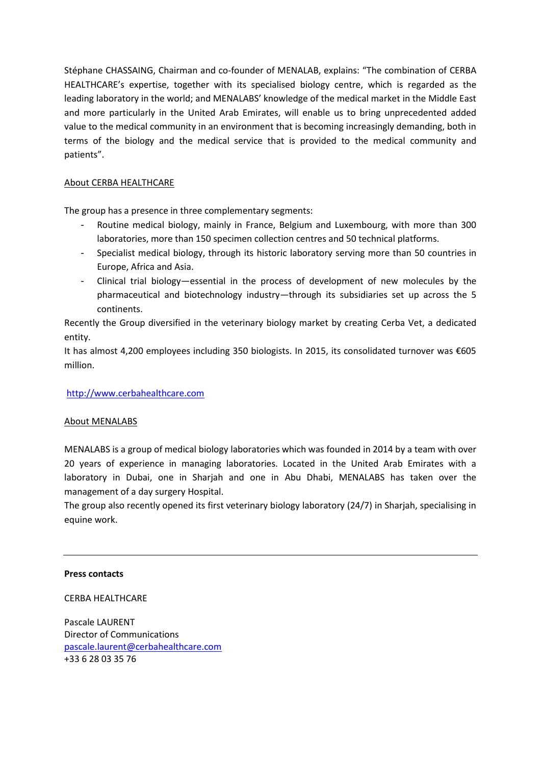Stéphane CHASSAING, Chairman and co-founder of MENALAB, explains: "The combination of CERBA HEALTHCARE's expertise, together with its specialised biology centre, which is regarded as the leading laboratory in the world; and MENALABS' knowledge of the medical market in the Middle East and more particularly in the United Arab Emirates, will enable us to bring unprecedented added value to the medical community in an environment that is becoming increasingly demanding, both in terms of the biology and the medical service that is provided to the medical community and patients".

## About CERBA HEALTHCARE

The group has a presence in three complementary segments:

- Routine medical biology, mainly in France, Belgium and Luxembourg, with more than 300 laboratories, more than 150 specimen collection centres and 50 technical platforms.
- Specialist medical biology, through its historic laboratory serving more than 50 countries in Europe, Africa and Asia.
- Clinical trial biology—essential in the process of development of new molecules by the pharmaceutical and biotechnology industry—through its subsidiaries set up across the 5 continents.

Recently the Group diversified in the veterinary biology market by creating Cerba Vet, a dedicated entity.

It has almost 4,200 employees including 350 biologists. In 2015, its consolidated turnover was €605 million.

http://www.cerbahealthcare.com

## About MENALABS

MENALABS is a group of medical biology laboratories which was founded in 2014 by a team with over 20 years of experience in managing laboratories. Located in the United Arab Emirates with a laboratory in Dubai, one in Sharjah and one in Abu Dhabi, MENALABS has taken over the management of a day surgery Hospital.

The group also recently opened its first veterinary biology laboratory (24/7) in Sharjah, specialising in equine work.

---

**Press contacts**

CERBA HEALTHCARE

Pascale LAURENT
Director of Communications
pascale.laurent@cerbahealthcare.com
+33 6 28 03 35 76